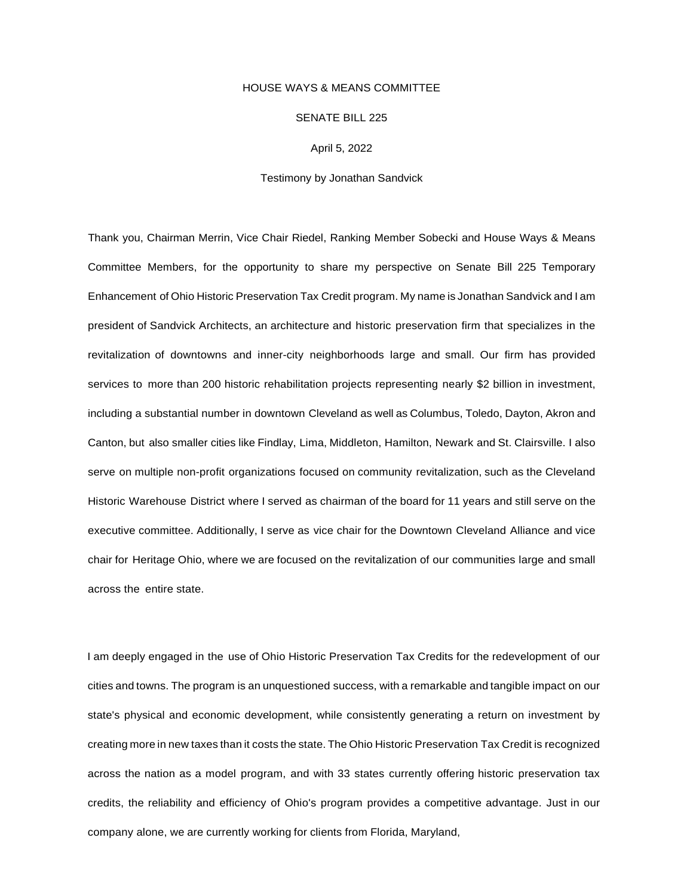HOUSE WAYS & MEANS COMMITTEE

SENATE BILL 225

April 5, 2022

Testimony by Jonathan Sandvick

Thank you, Chairman Merrin, Vice Chair Riedel, Ranking Member Sobecki and House Ways & Means Committee Members, for the opportunity to share my perspective on Senate Bill 225 Temporary Enhancement of Ohio Historic Preservation Tax Credit program. My name is Jonathan Sandvick and I am president of Sandvick Architects, an architecture and historic preservation firm that specializes in the revitalization of downtowns and inner-city neighborhoods large and small. Our firm has provided services to more than 200 historic rehabilitation projects representing nearly $2 billion in investment, including a substantial number in downtown Cleveland as well as Columbus, Toledo, Dayton, Akron and Canton, but also smaller cities like Findlay, Lima, Middleton, Hamilton, Newark and St. Clairsville. I also serve on multiple non-profit organizations focused on community revitalization, such as the Cleveland Historic Warehouse District where I served as chairman of the board for 11 years and still serve on the executive committee. Additionally, I serve as vice chair for the Downtown Cleveland Alliance and vice chair for Heritage Ohio, where we are focused on the revitalization of our communities large and small across the entire state.

I am deeply engaged in the use of Ohio Historic Preservation Tax Credits for the redevelopment of our cities and towns. The program is an unquestioned success, with a remarkable and tangible impact on our state's physical and economic development, while consistently generating a return on investment by creating more in new taxes than it costs the state. The Ohio Historic Preservation Tax Credit is recognized across the nation as a model program, and with 33 states currently offering historic preservation tax credits, the reliability and efficiency of Ohio's program provides a competitive advantage. Just in our company alone, we are currently working for clients from Florida, Maryland,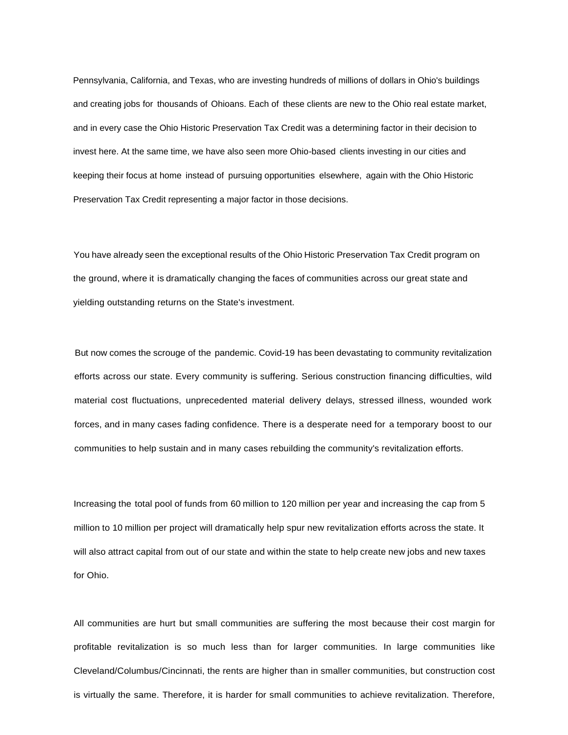Pennsylvania, California, and Texas, who are investing hundreds of millions of dollars in Ohio's buildings and creating jobs for thousands of Ohioans. Each of these clients are new to the Ohio real estate market, and in every case the Ohio Historic Preservation Tax Credit was a determining factor in their decision to invest here. At the same time, we have also seen more Ohio-based clients investing in our cities and keeping their focus at home instead of pursuing opportunities elsewhere, again with the Ohio Historic Preservation Tax Credit representing a major factor in those decisions.

You have already seen the exceptional results of the Ohio Historic Preservation Tax Credit program on the ground, where it is dramatically changing the faces of communities across our great state and yielding outstanding returns on the State's investment.

But now comes the scrouge of the pandemic. Covid-19 has been devastating to community revitalization efforts across our state. Every community is suffering. Serious construction financing difficulties, wild material cost fluctuations, unprecedented material delivery delays, stressed illness, wounded work forces, and in many cases fading confidence. There is a desperate need for a temporary boost to our communities to help sustain and in many cases rebuilding the community's revitalization efforts.

Increasing the total pool of funds from 60 million to 120 million per year and increasing the cap from 5 million to 10 million per project will dramatically help spur new revitalization efforts across the state. It will also attract capital from out of our state and within the state to help create new jobs and new taxes for Ohio.

All communities are hurt but small communities are suffering the most because their cost margin for profitable revitalization is so much less than for larger communities. In large communities like Cleveland/Columbus/Cincinnati, the rents are higher than in smaller communities, but construction cost is virtually the same. Therefore, it is harder for small communities to achieve revitalization. Therefore,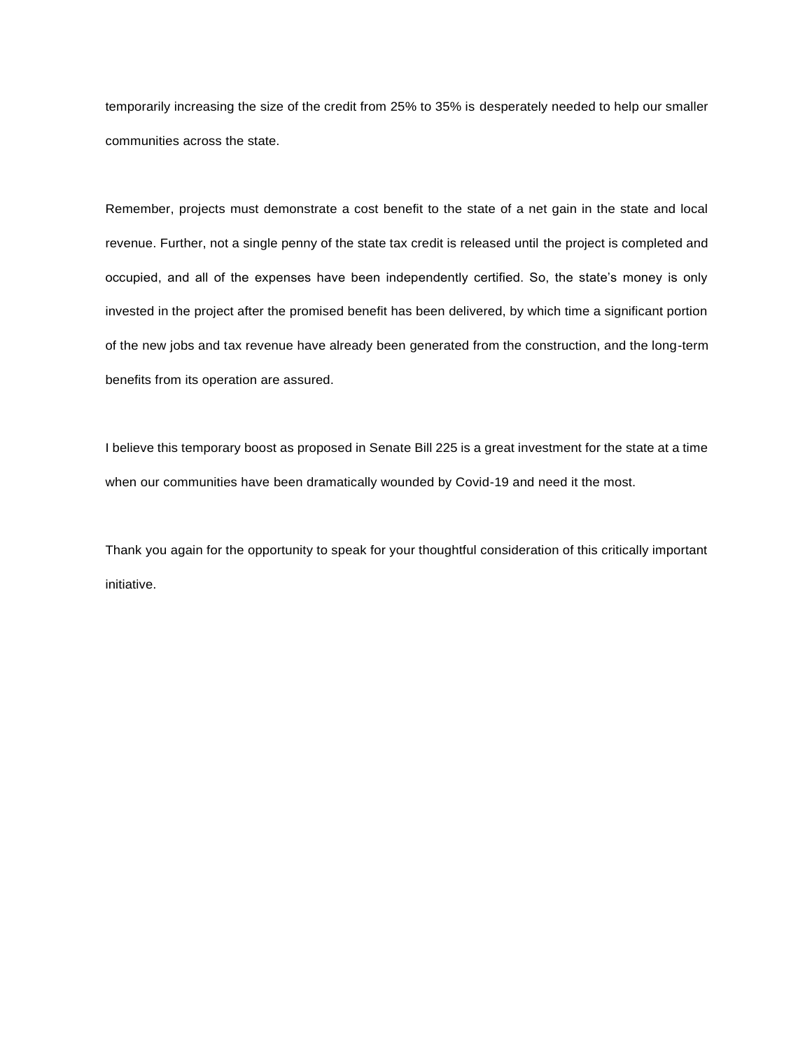temporarily increasing the size of the credit from 25% to 35% is desperately needed to help our smaller communities across the state.

Remember, projects must demonstrate a cost benefit to the state of a net gain in the state and local revenue. Further, not a single penny of the state tax credit is released until the project is completed and occupied, and all of the expenses have been independently certified. So, the state's money is only invested in the project after the promised benefit has been delivered, by which time a significant portion of the new jobs and tax revenue have already been generated from the construction, and the long-term benefits from its operation are assured.

I believe this temporary boost as proposed in Senate Bill 225 is a great investment for the state at a time when our communities have been dramatically wounded by Covid-19 and need it the most.

Thank you again for the opportunity to speak for your thoughtful consideration of this critically important initiative.